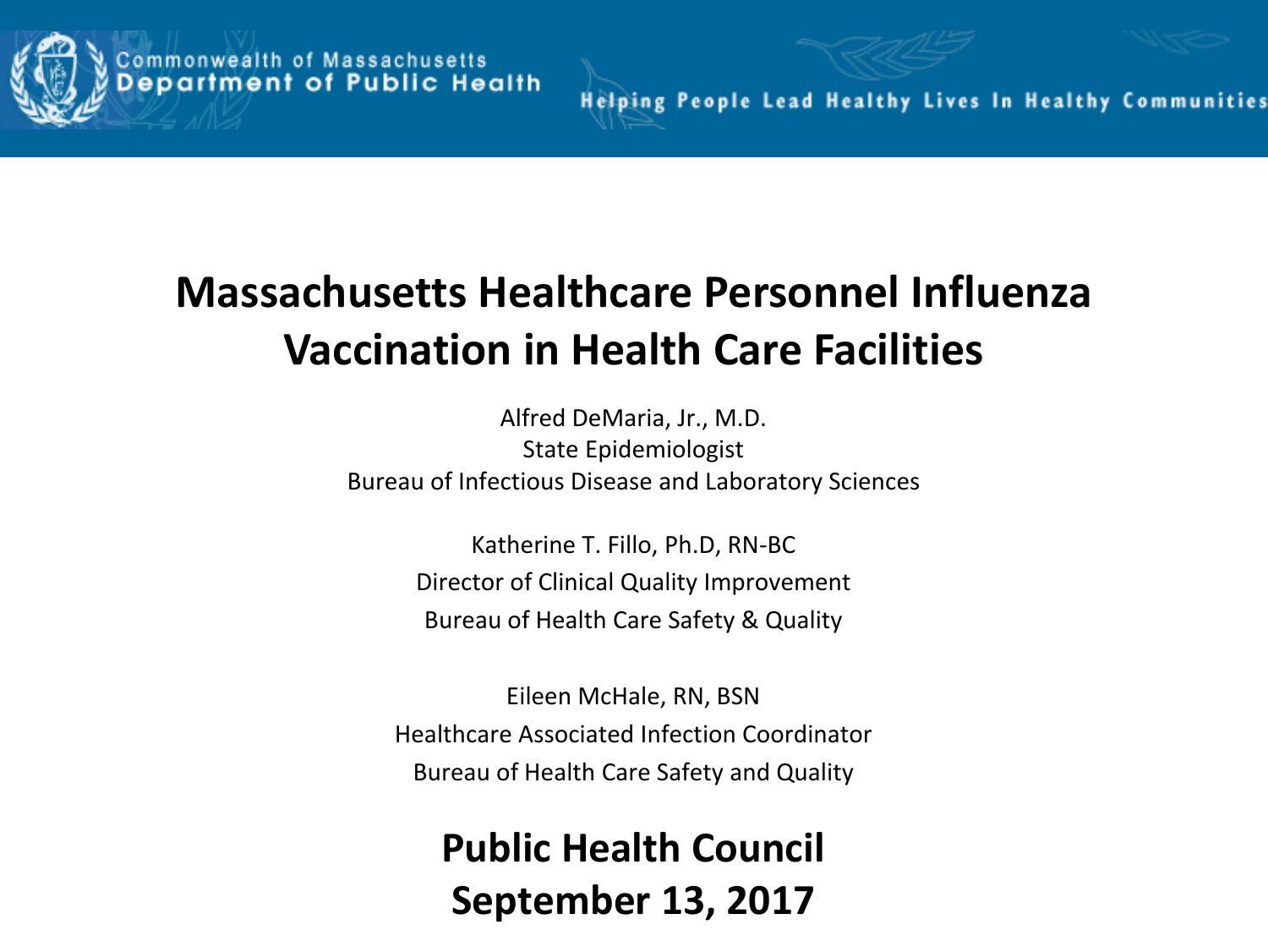Commonwealth of Massachusetts
Department of Public Health

Helping People Lead Healthy Lives In Healthy Communities

# Massachusetts Healthcare Personnel Influenza Vaccination in Health Care Facilities

Alfred DeMaria, Jr., M.D.
State Epidemiologist
Bureau of Infectious Disease and Laboratory Sciences

Katherine T. Fillo, Ph.D, RN-BC
Director of Clinical Quality Improvement
Bureau of Health Care Safety & Quality

Eileen McHale, RN, BSN
Healthcare Associated Infection Coordinator
Bureau of Health Care Safety and Quality

**Public Health Council**
**September 13, 2017**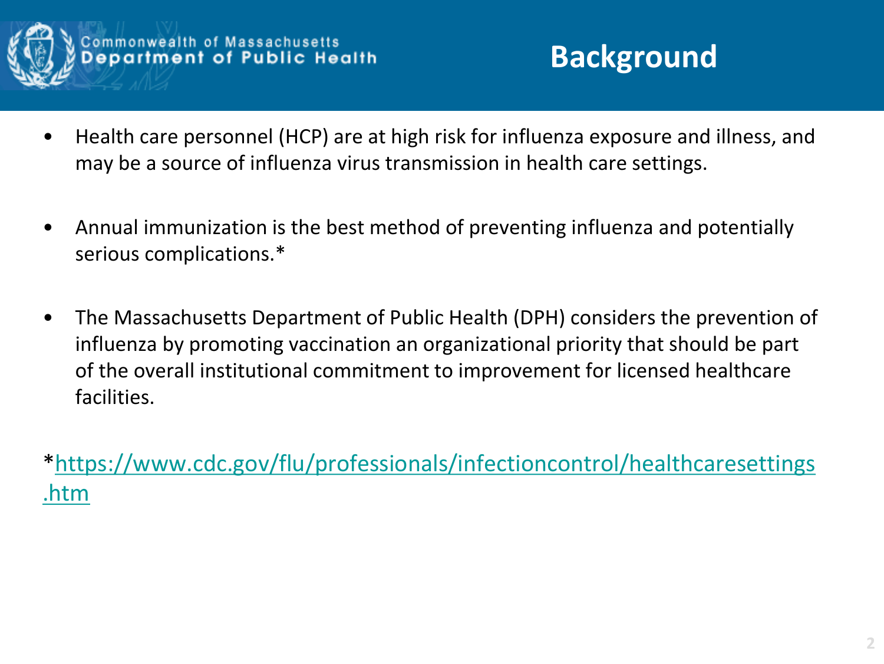## Background

- Health care personnel (HCP) are at high risk for influenza exposure and illness, and may be a source of influenza virus transmission in health care settings.
- Annual immunization is the best method of preventing influenza and potentially serious complications.*
- The Massachusetts Department of Public Health (DPH) considers the prevention of influenza by promoting vaccination an organizational priority that should be part of the overall institutional commitment to improvement for licensed healthcare facilities.

*https://www.cdc.gov/flu/professionals/infectioncontrol/healthcaresettings.htm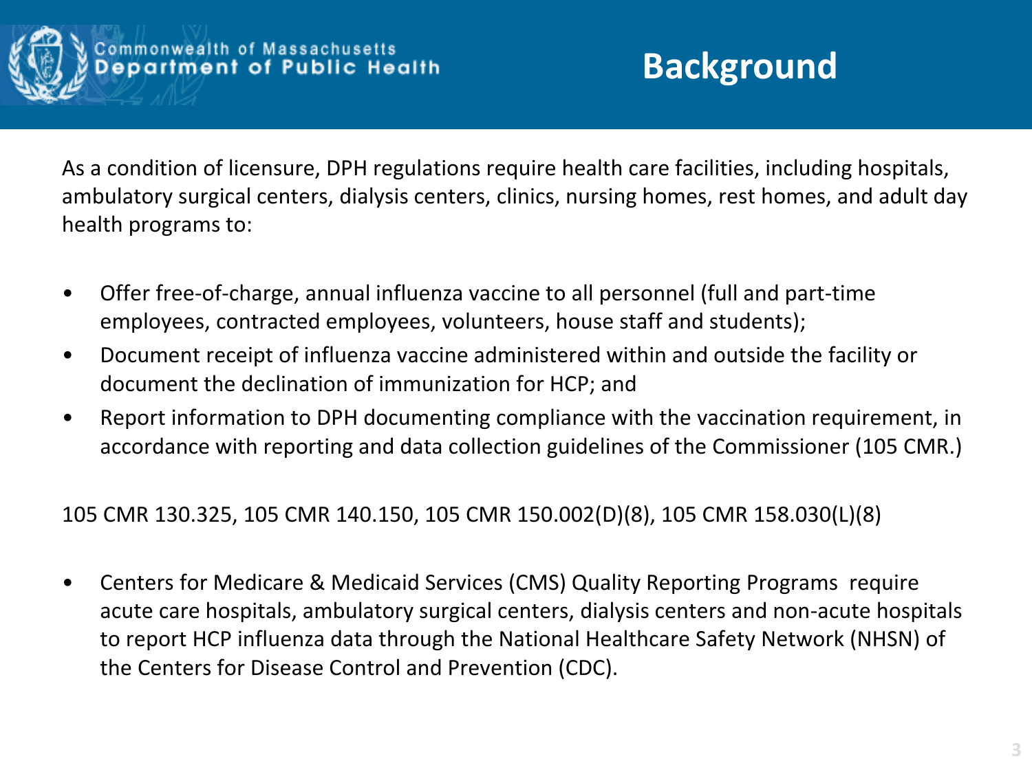# Background

As a condition of licensure, DPH regulations require health care facilities, including hospitals, ambulatory surgical centers, dialysis centers, clinics, nursing homes, rest homes, and adult day health programs to:

- Offer free-of-charge, annual influenza vaccine to all personnel (full and part-time employees, contracted employees, volunteers, house staff and students);
- Document receipt of influenza vaccine administered within and outside the facility or document the declination of immunization for HCP; and
- Report information to DPH documenting compliance with the vaccination requirement, in accordance with reporting and data collection guidelines of the Commissioner (105 CMR.)

105 CMR 130.325, 105 CMR 140.150, 105 CMR 150.002(D)(8), 105 CMR 158.030(L)(8)

- Centers for Medicare & Medicaid Services (CMS) Quality Reporting Programs require acute care hospitals, ambulatory surgical centers, dialysis centers and non-acute hospitals to report HCP influenza data through the National Healthcare Safety Network (NHSN) of the Centers for Disease Control and Prevention (CDC).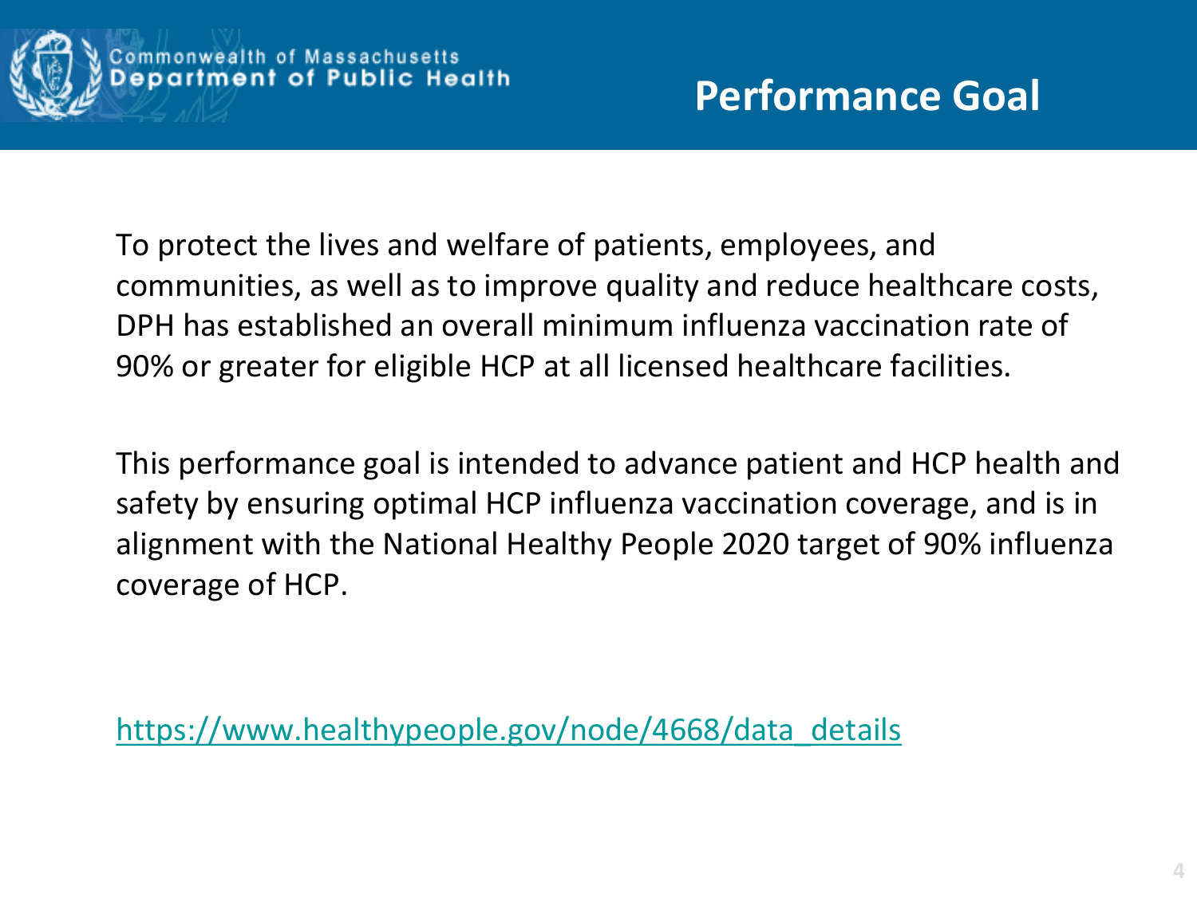# Performance Goal

To protect the lives and welfare of patients, employees, and communities, as well as to improve quality and reduce healthcare costs, DPH has established an overall minimum influenza vaccination rate of 90% or greater for eligible HCP at all licensed healthcare facilities.

This performance goal is intended to advance patient and HCP health and safety by ensuring optimal HCP influenza vaccination coverage, and is in alignment with the National Healthy People 2020 target of 90% influenza coverage of HCP.

https://www.healthypeople.gov/node/4668/data_details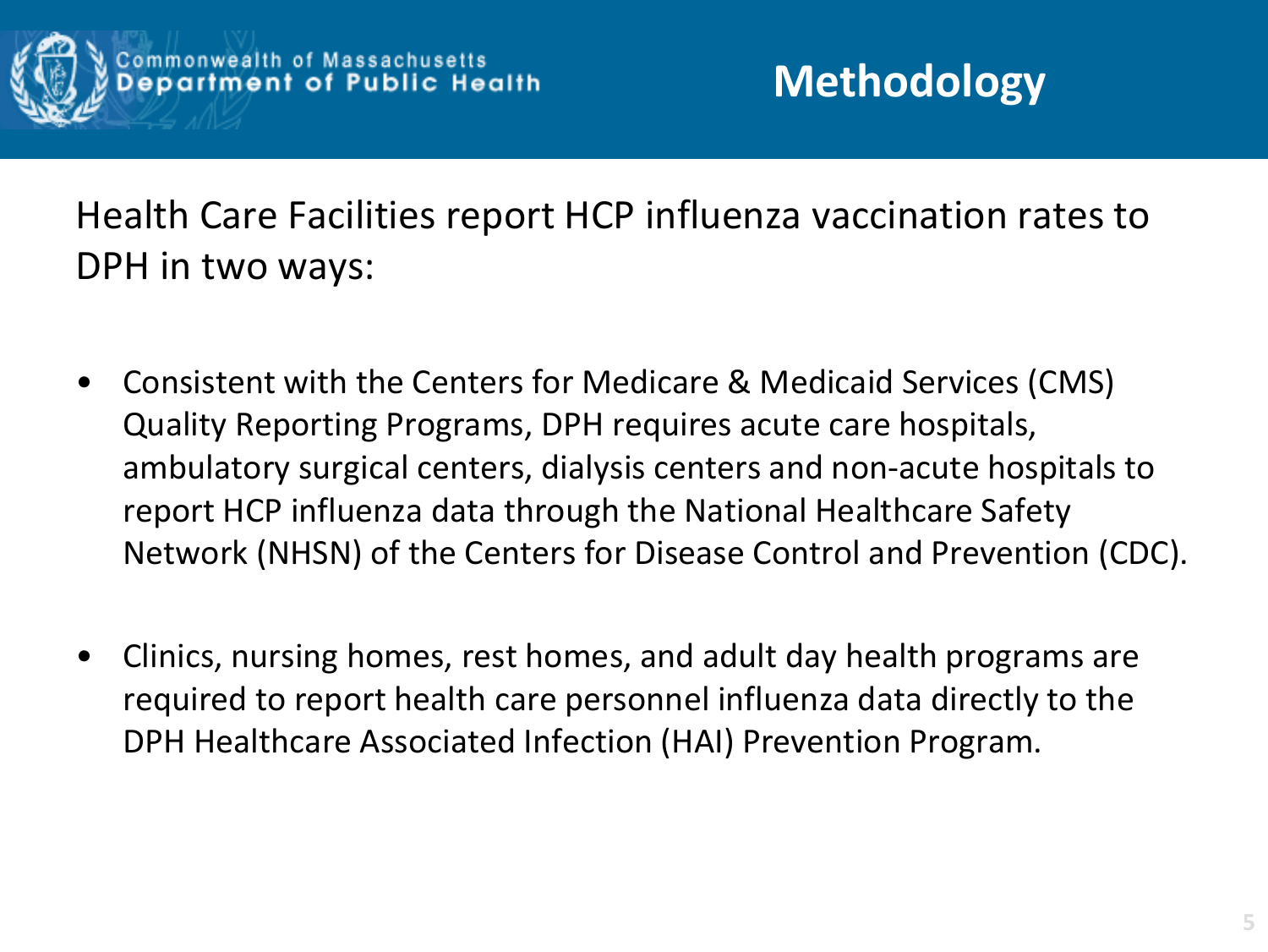# Methodology

Health Care Facilities report HCP influenza vaccination rates to DPH in two ways:

- Consistent with the Centers for Medicare & Medicaid Services (CMS) Quality Reporting Programs, DPH requires acute care hospitals, ambulatory surgical centers, dialysis centers and non-acute hospitals to report HCP influenza data through the National Healthcare Safety Network (NHSN) of the Centers for Disease Control and Prevention (CDC).

- Clinics, nursing homes, rest homes, and adult day health programs are required to report health care personnel influenza data directly to the DPH Healthcare Associated Infection (HAI) Prevention Program.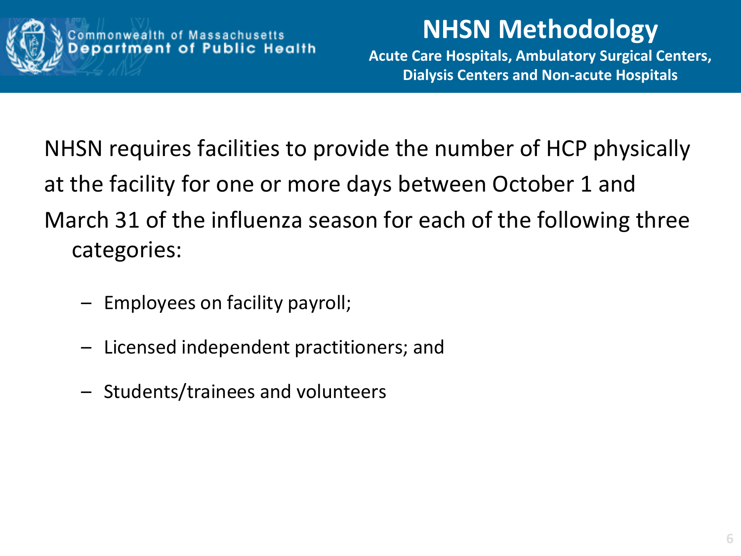# NHSN Methodology

**Acute Care Hospitals, Ambulatory Surgical Centers, Dialysis Centers and Non-acute Hospitals**

NHSN requires facilities to provide the number of HCP physically at the facility for one or more days between October 1 and March 31 of the influenza season for each of the following three categories:

- Employees on facility payroll;
- Licensed independent practitioners; and
- Students/trainees and volunteers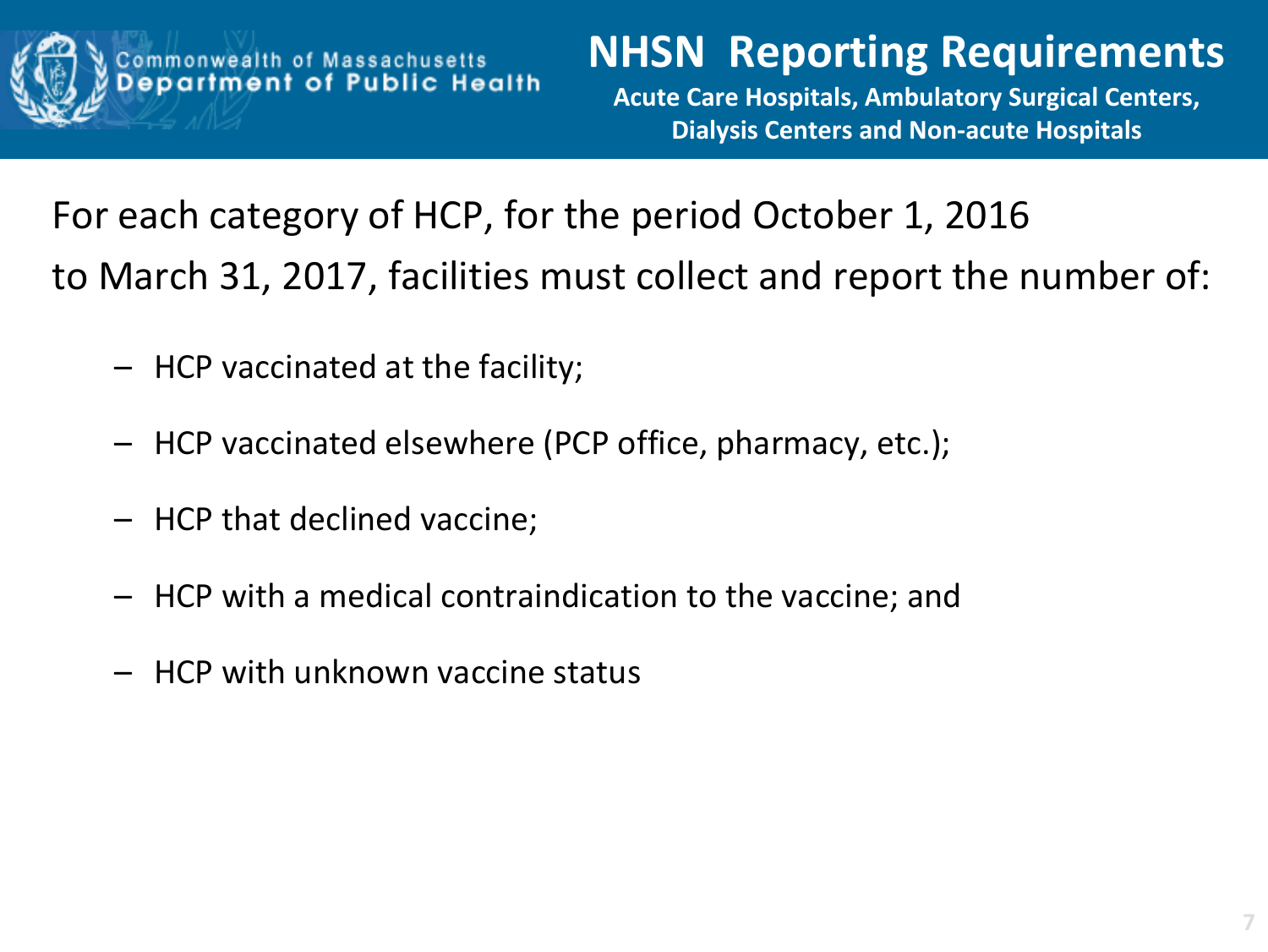Commonwealth of Massachusetts Department of Public Health

# NHSN Reporting Requirements

**Acute Care Hospitals, Ambulatory Surgical Centers, Dialysis Centers and Non-acute Hospitals**

For each category of HCP, for the period October 1, 2016 to March 31, 2017, facilities must collect and report the number of:

- HCP vaccinated at the facility;
- HCP vaccinated elsewhere (PCP office, pharmacy, etc.);
- HCP that declined vaccine;
- HCP with a medical contraindication to the vaccine; and
- HCP with unknown vaccine status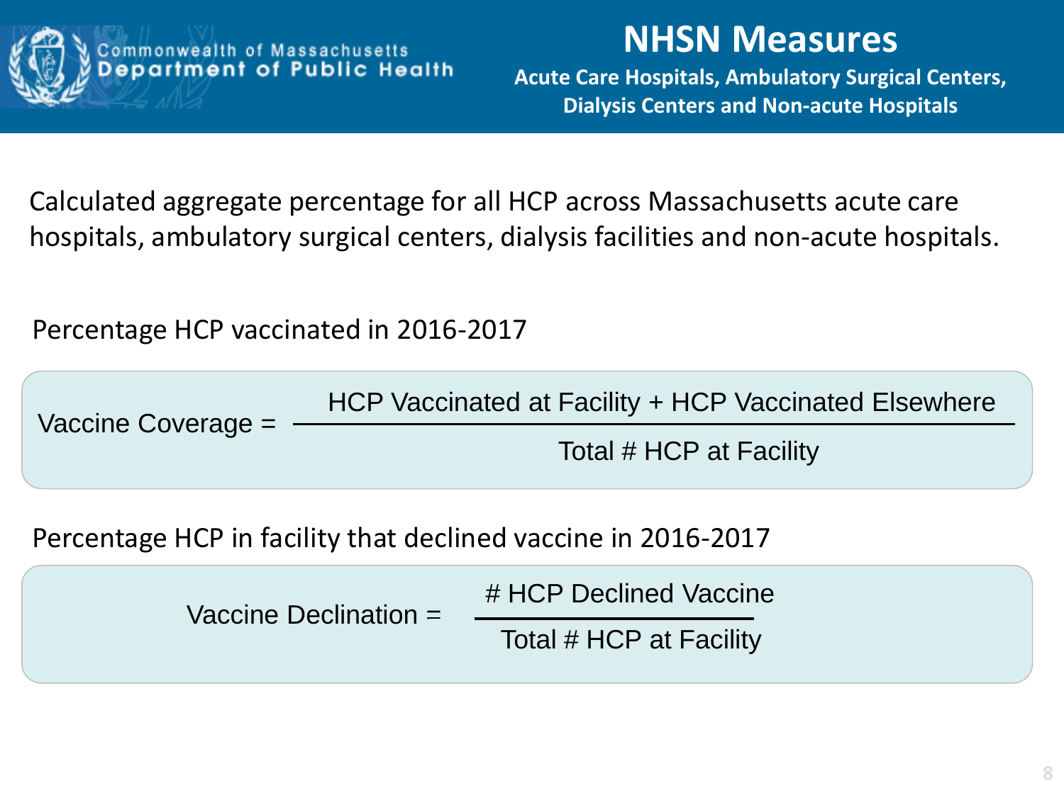Commonwealth of Massachusetts
Department of Public Health

# NHSN Measures

**Acute Care Hospitals, Ambulatory Surgical Centers, Dialysis Centers and Non-acute Hospitals**

Calculated aggregate percentage for all HCP across Massachusetts acute care hospitals, ambulatory surgical centers, dialysis facilities and non-acute hospitals.

Percentage HCP vaccinated in 2016-2017

$$\text{Vaccine Coverage} = \frac{\text{HCP Vaccinated at Facility} + \text{HCP Vaccinated Elsewhere}}{\text{Total \# HCP at Facility}}$$

Percentage HCP in facility that declined vaccine in 2016-2017

$$\text{Vaccine Declination} = \frac{\text{\# HCP Declined Vaccine}}{\text{Total \# HCP at Facility}}$$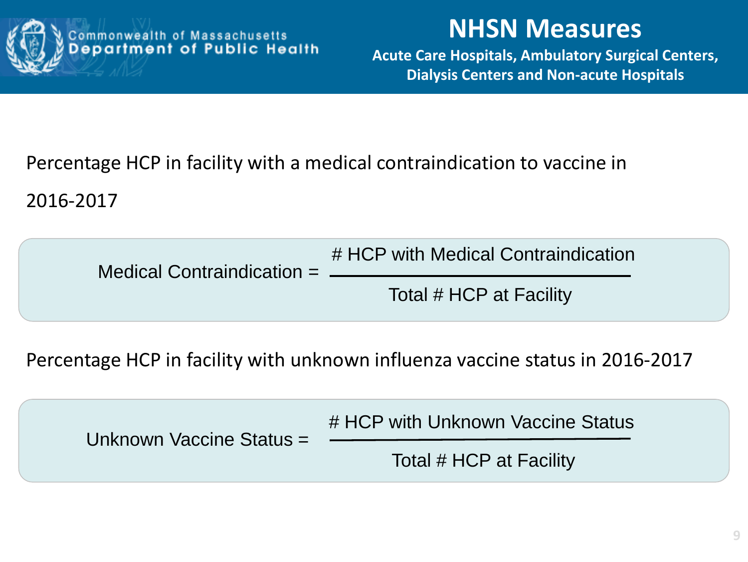# NHSN Measures

**Acute Care Hospitals, Ambulatory Surgical Centers, Dialysis Centers and Non-acute Hospitals**

Percentage HCP in facility with a medical contraindication to vaccine in 2016-2017

$$\text{Medical Contraindication} = \frac{\text{\# HCP with Medical Contraindication}}{\text{Total \# HCP at Facility}}$$

Percentage HCP in facility with unknown influenza vaccine status in 2016-2017

$$\text{Unknown Vaccine Status} = \frac{\text{\# HCP with Unknown Vaccine Status}}{\text{Total \# HCP at Facility}}$$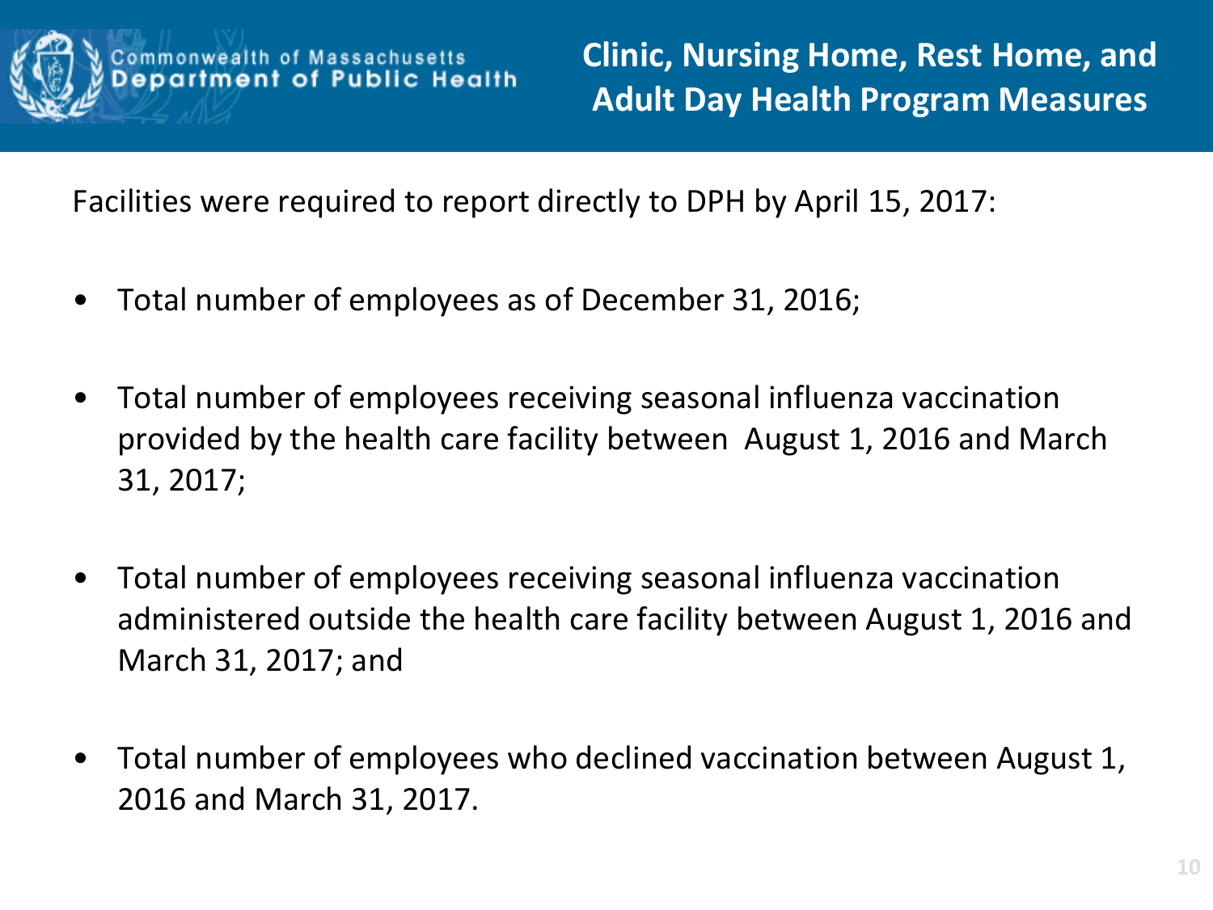# Clinic, Nursing Home, Rest Home, and Adult Day Health Program Measures

Facilities were required to report directly to DPH by April 15, 2017:

- Total number of employees as of December 31, 2016;
- Total number of employees receiving seasonal influenza vaccination provided by the health care facility between August 1, 2016 and March 31, 2017;
- Total number of employees receiving seasonal influenza vaccination administered outside the health care facility between August 1, 2016 and March 31, 2017; and
- Total number of employees who declined vaccination between August 1, 2016 and March 31, 2017.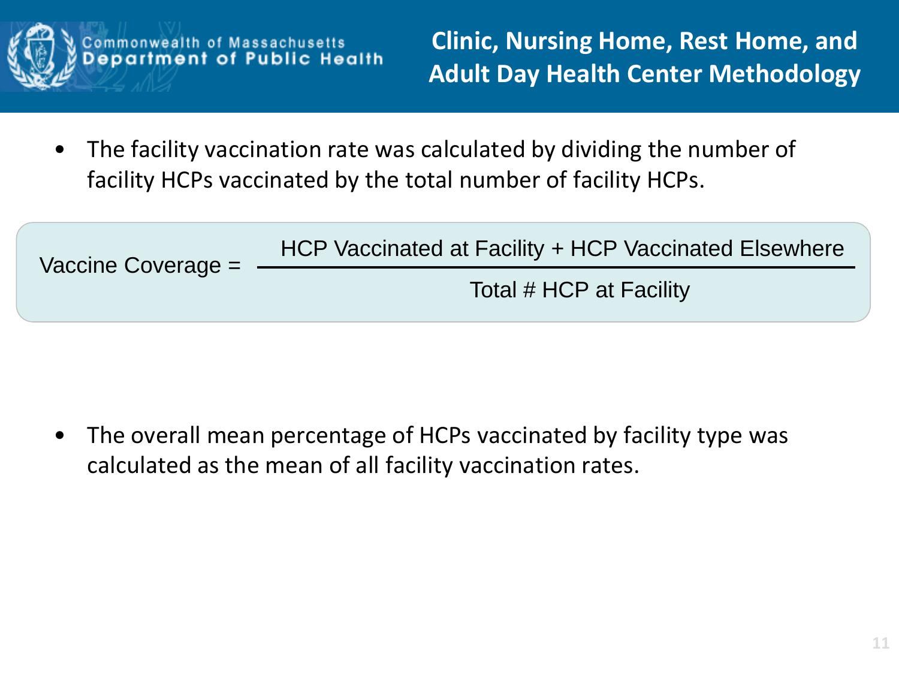# Clinic, Nursing Home, Rest Home, and Adult Day Health Center Methodology

- The facility vaccination rate was calculated by dividing the number of facility HCPs vaccinated by the total number of facility HCPs.

$$\text{Vaccine Coverage} = \frac{\text{HCP Vaccinated at Facility} + \text{HCP Vaccinated Elsewhere}}{\text{Total \# HCP at Facility}}$$

- The overall mean percentage of HCPs vaccinated by facility type was calculated as the mean of all facility vaccination rates.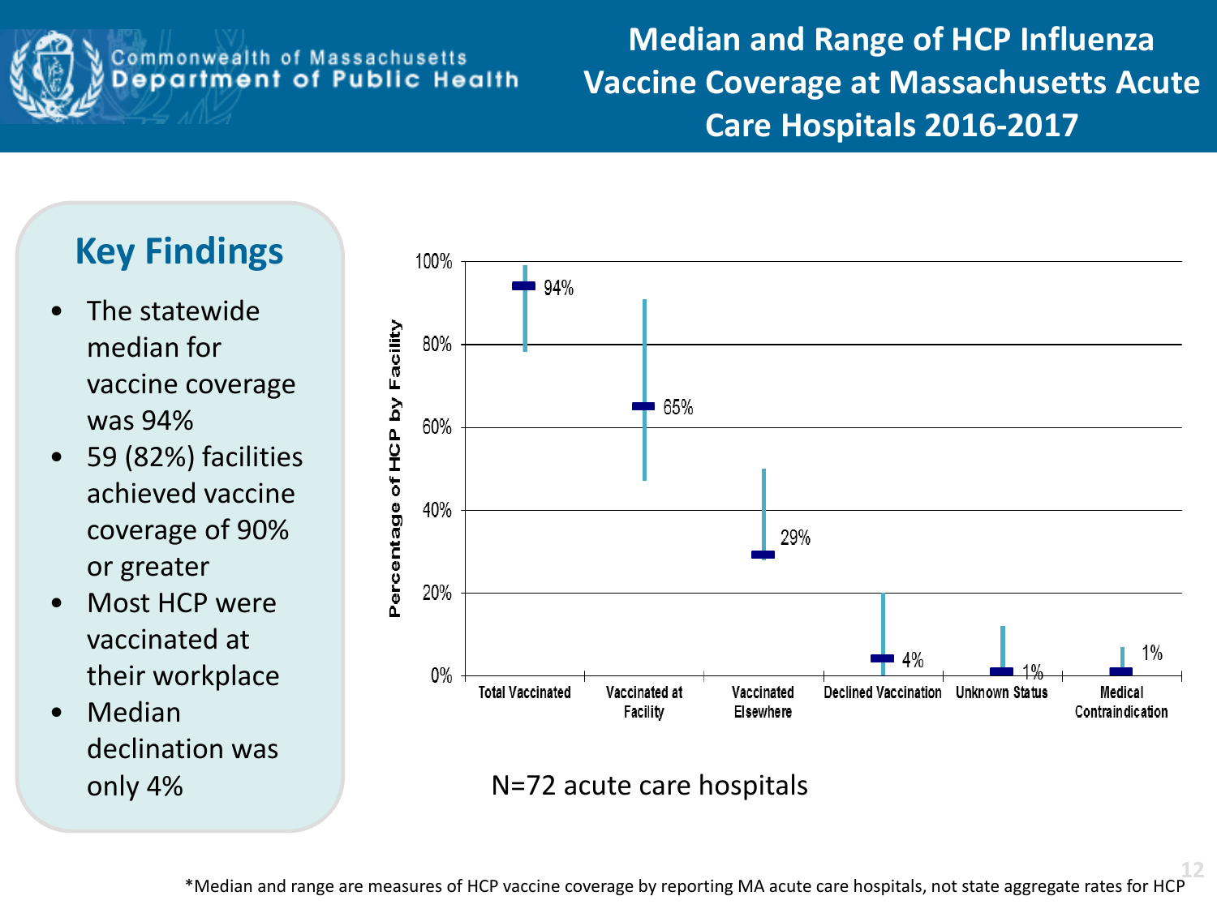# Median and Range of HCP Influenza Vaccine Coverage at Massachusetts Acute Care Hospitals 2016-2017

## Key Findings

- The statewide median for vaccine coverage was 94%
- 59 (82%) facilities achieved vaccine coverage of 90% or greater
- Most HCP were vaccinated at their workplace
- Median declination was only 4%

| Category | Median |
| --- | --- |
| Total Vaccinated | 94% |
| Vaccinated at Facility | 65% |
| Vaccinated Elsewhere | 29% |
| Declined Vaccination | 4% |
| Unknown Status | 1% |
| Medical Contraindication | 1% |

Percentage of HCP by Facility

N=72 acute care hospitals

*Median and range are measures of HCP vaccine coverage by reporting MA acute care hospitals, not state aggregate rates for HCP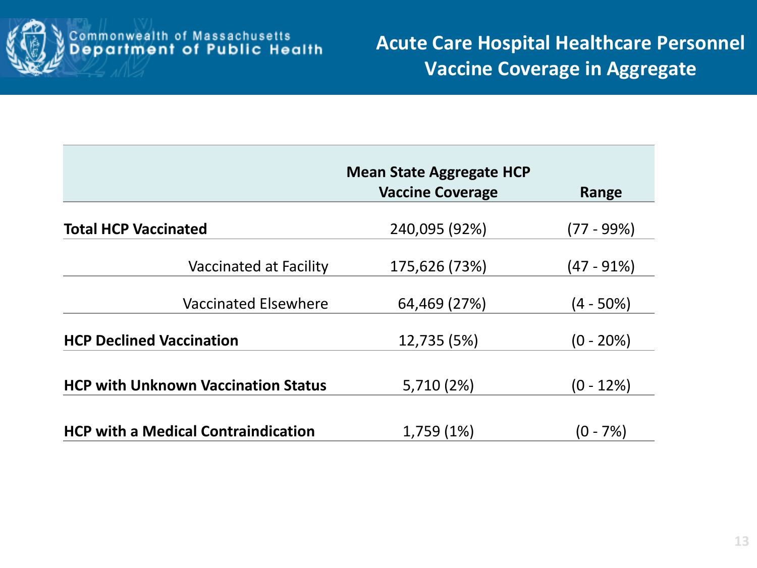# Acute Care Hospital Healthcare Personnel Vaccine Coverage in Aggregate

| | Mean State Aggregate HCP Vaccine Coverage | Range |
|---|---|---|
| **Total HCP Vaccinated** | 240,095 (92%) | (77 - 99%) |
| Vaccinated at Facility | 175,626 (73%) | (47 - 91%) |
| Vaccinated Elsewhere | 64,469 (27%) | (4 - 50%) |
| **HCP Declined Vaccination** | 12,735 (5%) | (0 - 20%) |
| **HCP with Unknown Vaccination Status** | 5,710 (2%) | (0 - 12%) |
| **HCP with a Medical Contraindication** | 1,759 (1%) | (0 - 7%) |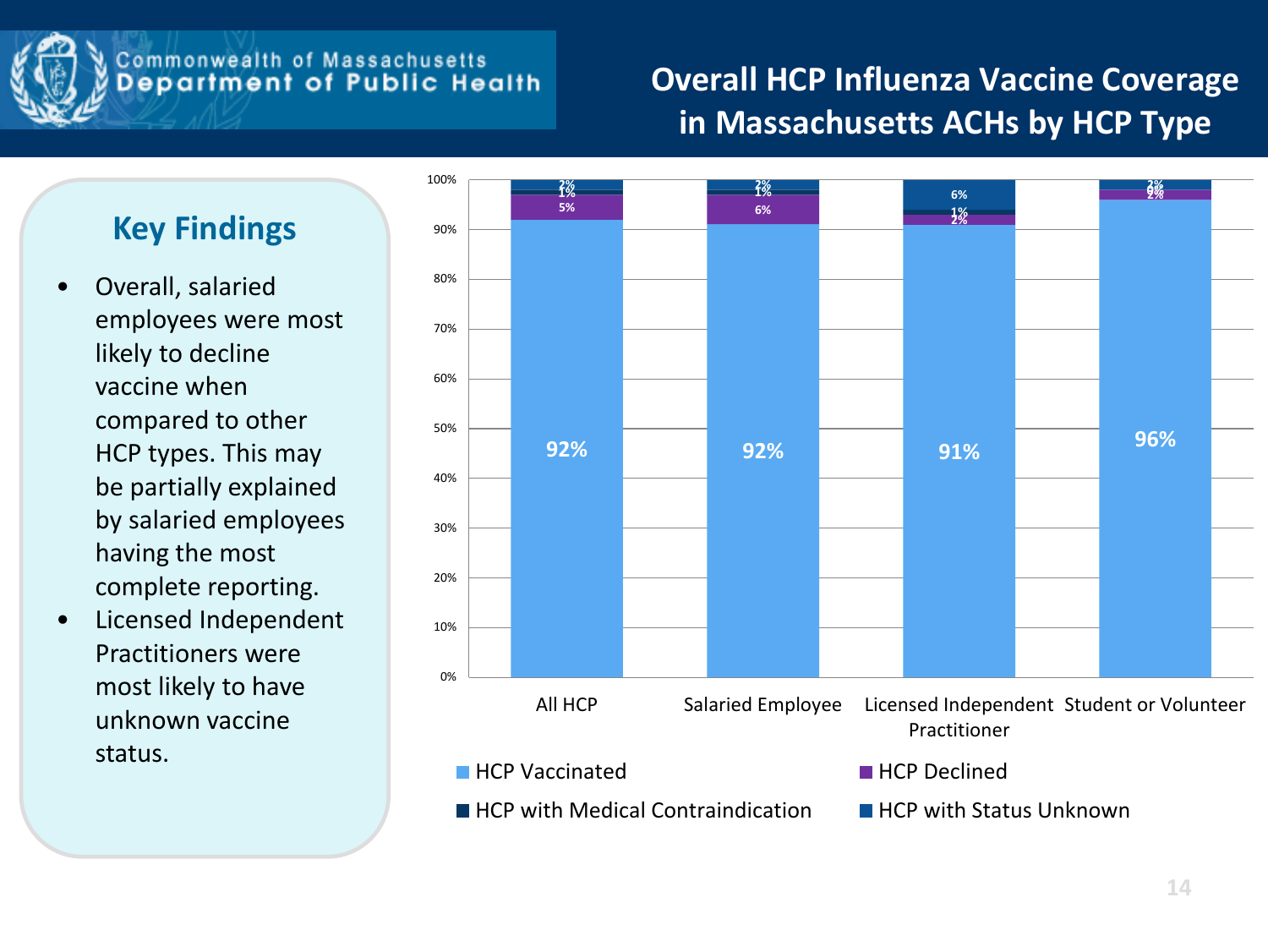## Overall HCP Influenza Vaccine Coverage in Massachusetts ACHs by HCP Type

### Key Findings

- Overall, salaried employees were most likely to decline vaccine when compared to other HCP types. This may be partially explained by salaried employees having the most complete reporting.
- Licensed Independent Practitioners were most likely to have unknown vaccine status.

| HCP Type | HCP Vaccinated | HCP Declined | HCP with Medical Contraindication | HCP with Status Unknown |
|---|---|---|---|---|
| All HCP | 92% | 5% | 1% | 2% |
| Salaried Employee | 92% | 6% | 1% | 2% |
| Licensed Independent Practitioner | 91% | 2% | 1% | 6% |
| Student or Volunteer | 96% | 2% | 0% | 2% |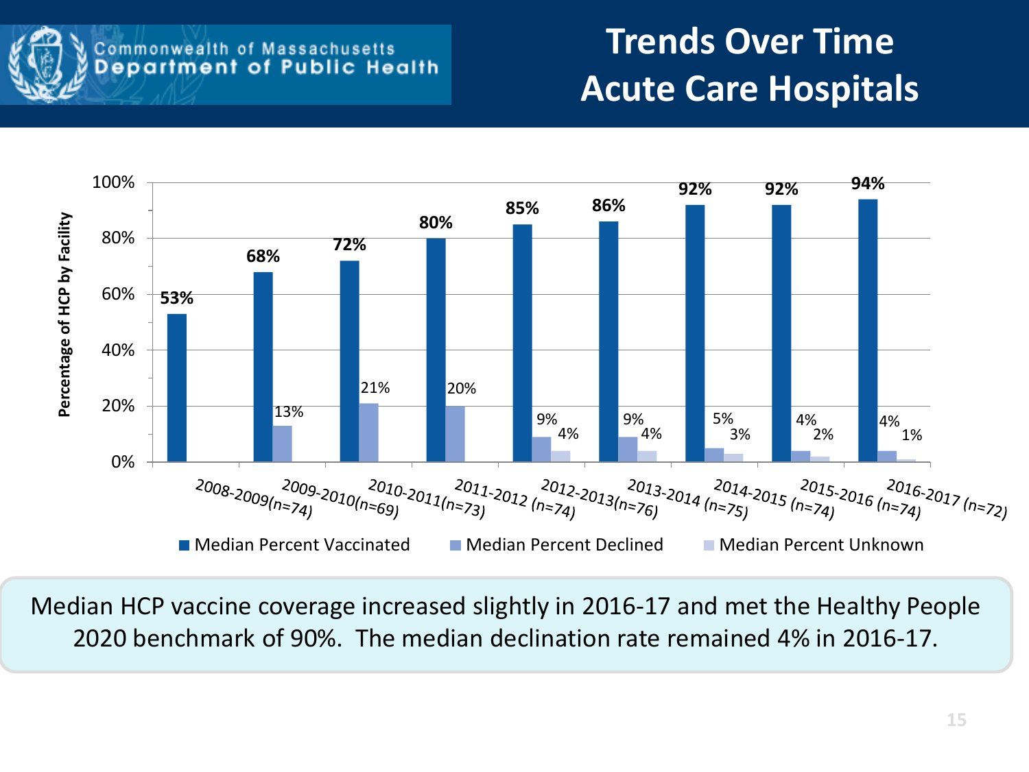Commonwealth of Massachusetts
Department of Public Health

# Trends Over Time
# Acute Care Hospitals

| Season | Median Percent Vaccinated | Median Percent Declined | Median Percent Unknown |
| --- | --- | --- | --- |
| 2008-2009(n=74) | 53% | | |
| 2009-2010(n=69) | 68% | 13% | |
| 2010-2011(n=73) | 72% | 21% | |
| 2011-2012 (n=74) | 80% | 20% | |
| 2012-2013(n=76) | 85% | 9% | 4% |
| 2013-2014 (n=75) | 86% | 9% | 4% |
| 2014-2015 (n=74) | 92% | 5% | 3% |
| 2015-2016 (n=74) | 92% | 4% | 2% |
| 2016-2017 (n=72) | 94% | 4% | 1% |

Percentage of HCP by Facility

Median HCP vaccine coverage increased slightly in 2016-17 and met the Healthy People 2020 benchmark of 90%. The median declination rate remained 4% in 2016-17.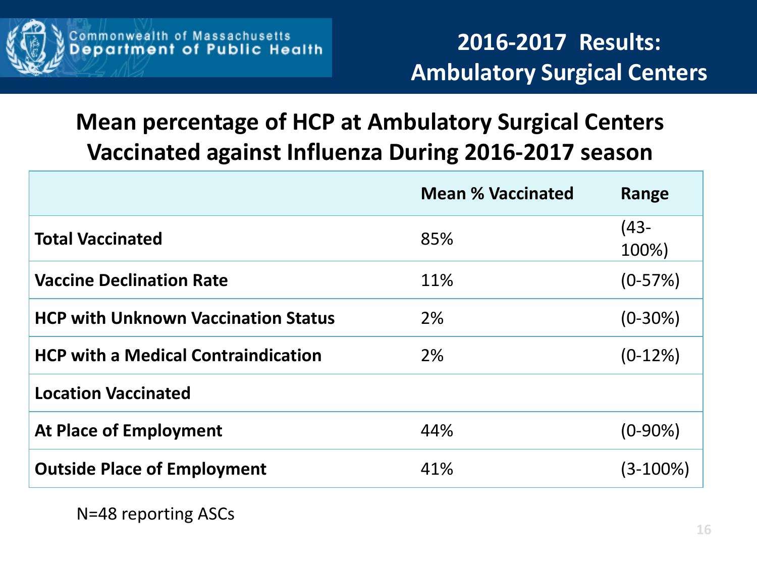Commonwealth of Massachusetts Department of Public Health

# 2016-2017 Results: Ambulatory Surgical Centers

## Mean percentage of HCP at Ambulatory Surgical Centers Vaccinated against Influenza During 2016-2017 season

| | Mean % Vaccinated | Range |
|---|---|---|
| **Total Vaccinated** | 85% | (43-100%) |
| **Vaccine Declination Rate** | 11% | (0-57%) |
| **HCP with Unknown Vaccination Status** | 2% | (0-30%) |
| **HCP with a Medical Contraindication** | 2% | (0-12%) |
| **Location Vaccinated** | | |
| **At Place of Employment** | 44% | (0-90%) |
| **Outside Place of Employment** | 41% | (3-100%) |

N=48 reporting ASCs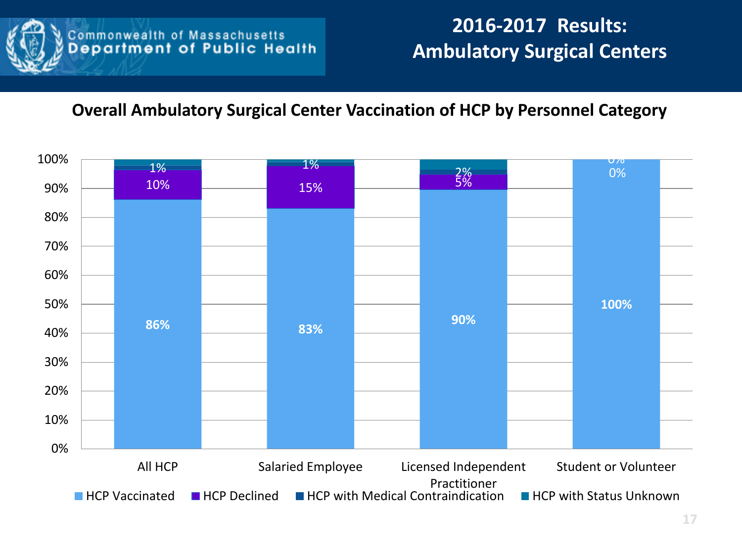# 2016-2017 Results: Ambulatory Surgical Centers

## Overall Ambulatory Surgical Center Vaccination of HCP by Personnel Category

| | All HCP | Salaried Employee | Licensed Independent Practitioner | Student or Volunteer |
|---|---|---|---|---|
| HCP Vaccinated | 86% | 83% | 90% | 100% |
| HCP Declined | 10% | 15% | 5% | 0% |
| HCP with Medical Contraindication | 1% | 1% | 2% | 0% |
| HCP with Status Unknown | | | | |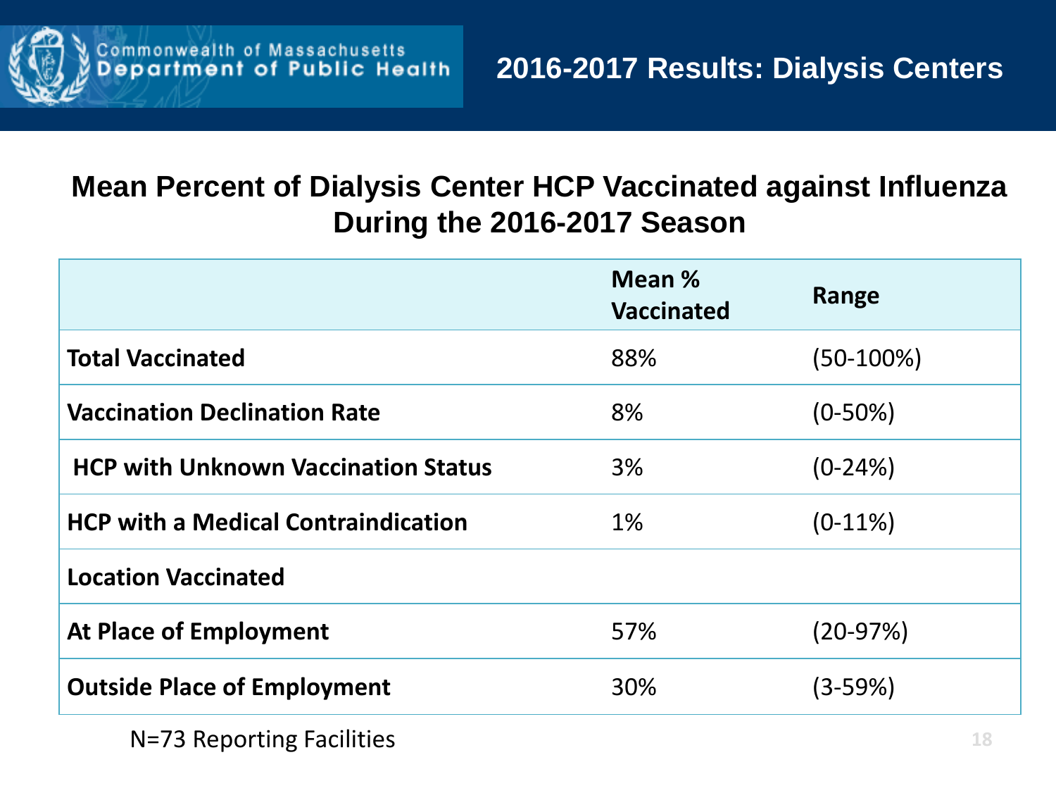# 2016-2017 Results: Dialysis Centers

## Mean Percent of Dialysis Center HCP Vaccinated against Influenza During the 2016-2017 Season

| | Mean % Vaccinated | Range |
|---|---|---|
| **Total Vaccinated** | 88% | (50-100%) |
| **Vaccination Declination Rate** | 8% | (0-50%) |
| **HCP with Unknown Vaccination Status** | 3% | (0-24%) |
| **HCP with a Medical Contraindication** | 1% | (0-11%) |
| **Location Vaccinated** | | |
| **At Place of Employment** | 57% | (20-97%) |
| **Outside Place of Employment** | 30% | (3-59%) |

N=73 Reporting Facilities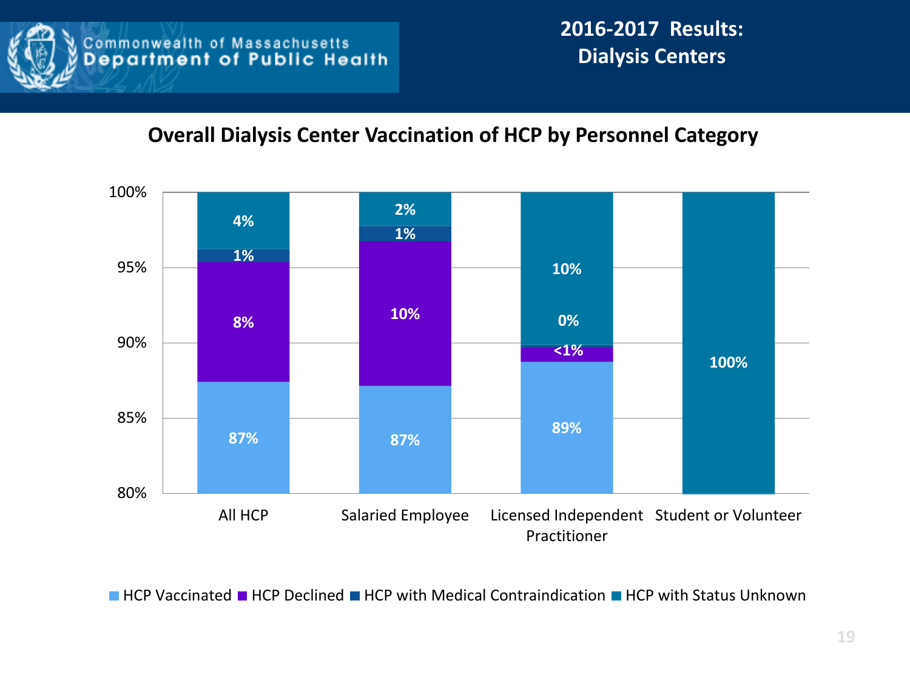## 2016-2017 Results: Dialysis Centers

### Overall Dialysis Center Vaccination of HCP by Personnel Category

| Personnel Category | HCP Vaccinated | HCP Declined | HCP with Medical Contraindication | HCP with Status Unknown |
|---|---|---|---|---|
| All HCP | 87% | 8% | 1% | 4% |
| Salaried Employee | 87% | 10% | 1% | 2% |
| Licensed Independent Practitioner | 89% | <1% | 0% | 10% |
| Student or Volunteer | | | | 100% |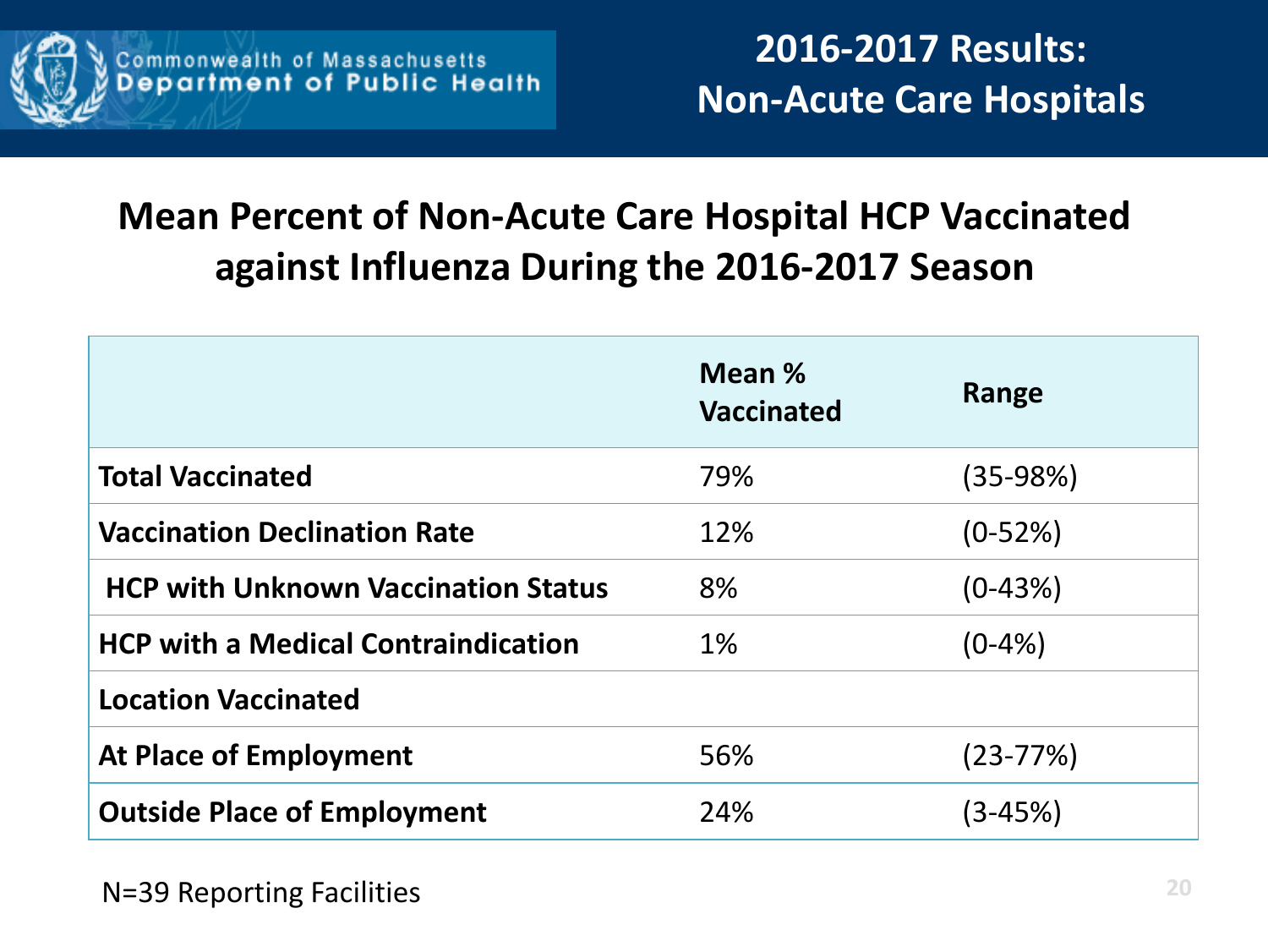Commonwealth of Massachusetts
Department of Public Health

# 2016-2017 Results: Non-Acute Care Hospitals

## Mean Percent of Non-Acute Care Hospital HCP Vaccinated against Influenza During the 2016-2017 Season

| | Mean % Vaccinated | Range |
|---|---|---|
| **Total Vaccinated** | 79% | (35-98%) |
| **Vaccination Declination Rate** | 12% | (0-52%) |
| **HCP with Unknown Vaccination Status** | 8% | (0-43%) |
| **HCP with a Medical Contraindication** | 1% | (0-4%) |
| **Location Vaccinated** | | |
| **At Place of Employment** | 56% | (23-77%) |
| **Outside Place of Employment** | 24% | (3-45%) |

N=39 Reporting Facilities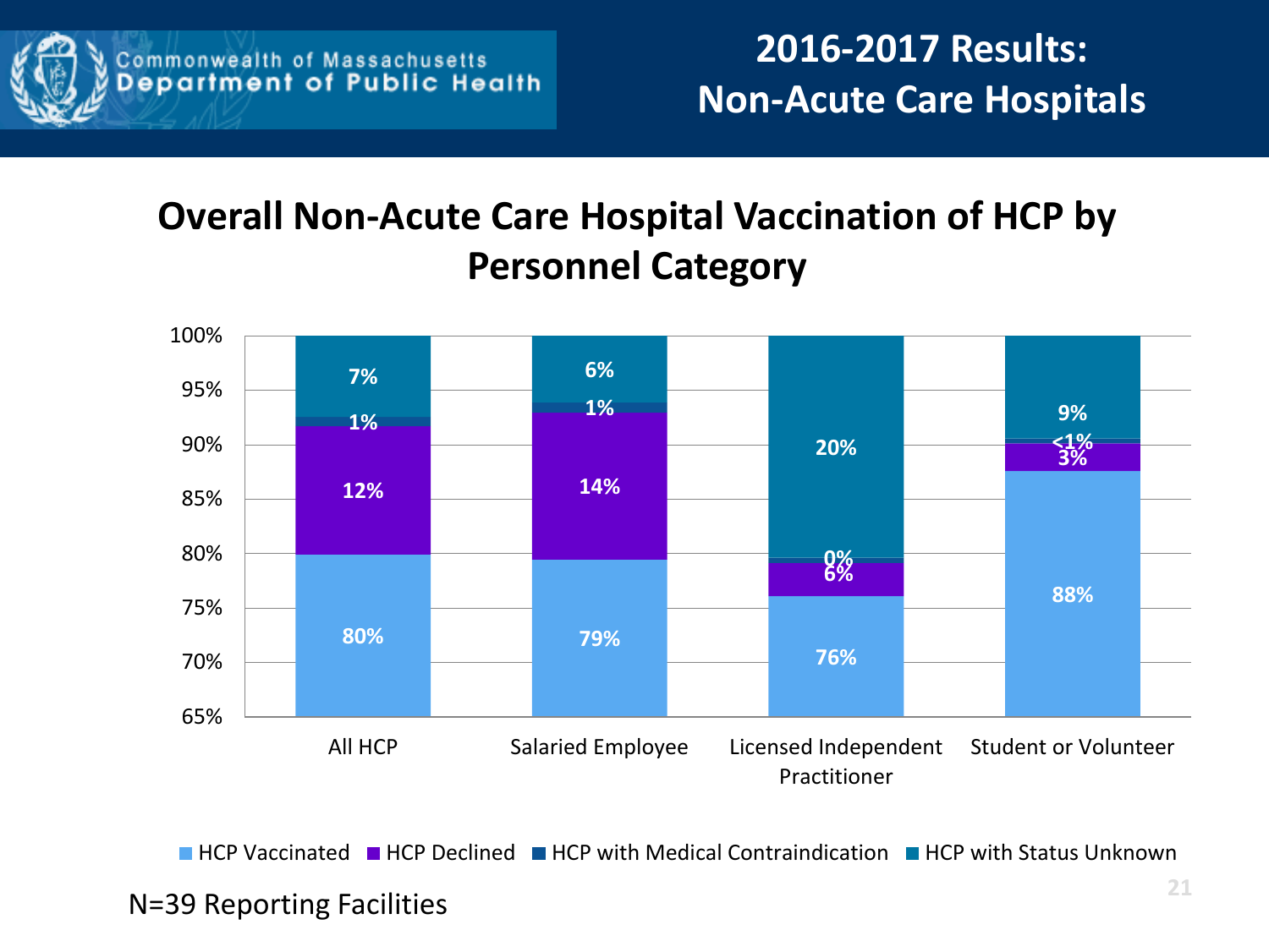Commonwealth of Massachusetts
Department of Public Health

# 2016-2017 Results: Non-Acute Care Hospitals

## Overall Non-Acute Care Hospital Vaccination of HCP by Personnel Category

| | All HCP | Salaried Employee | Licensed Independent Practitioner | Student or Volunteer |
|---|---|---|---|---|
| HCP Vaccinated | 80% | 79% | 76% | 88% |
| HCP Declined | 12% | 14% | 6% | 3% |
| HCP with Medical Contraindication | 1% | 1% | 0% | <1% |
| HCP with Status Unknown | 7% | 6% | 20% | 9% |

N=39 Reporting Facilities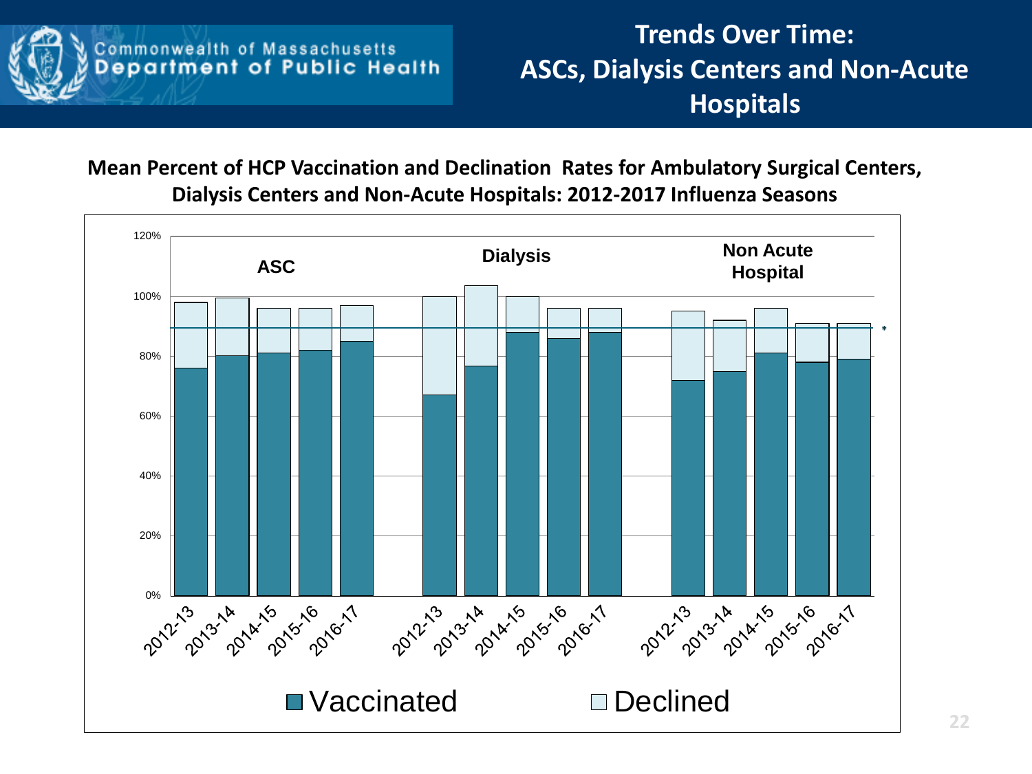# Trends Over Time: ASCs, Dialysis Centers and Non-Acute Hospitals

**Mean Percent of HCP Vaccination and Declination Rates for Ambulatory Surgical Centers, Dialysis Centers and Non-Acute Hospitals: 2012-2017 Influenza Seasons**

120%
100%
80%
60%
40%
20%
0%

ASC — 2012-13, 2013-14, 2014-15, 2015-16, 2016-17

Dialysis — 2012-13, 2013-14, 2014-15, 2015-16, 2016-17

Non Acute Hospital — 2012-13, 2013-14, 2014-15, 2015-16, 2016-17

*

■ Vaccinated □ Declined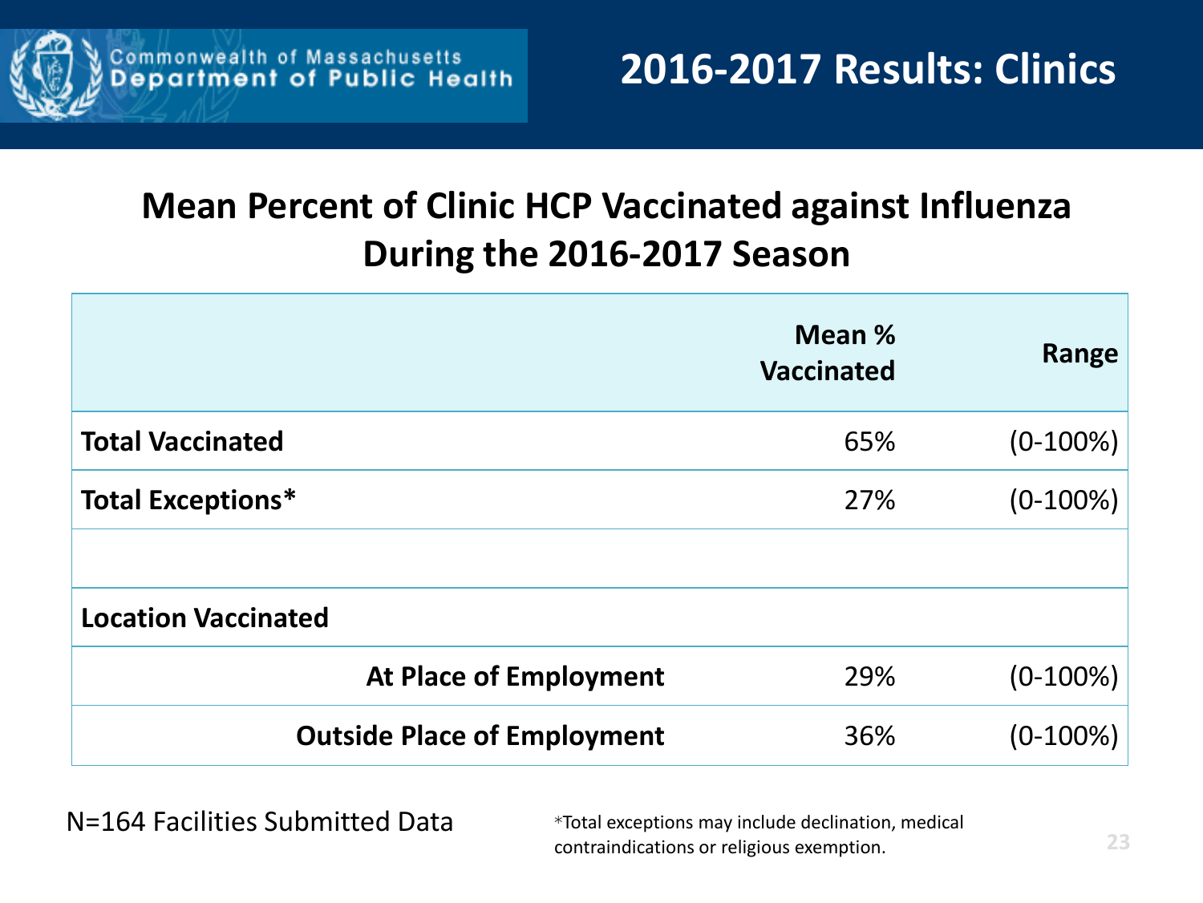# 2016-2017 Results: Clinics

## Mean Percent of Clinic HCP Vaccinated against Influenza During the 2016-2017 Season

| | Mean % Vaccinated | Range |
|---|---|---|
| **Total Vaccinated** | 65% | (0-100%) |
| **Total Exceptions*** | 27% | (0-100%) |
| | | |
| **Location Vaccinated** | | |
| **At Place of Employment** | 29% | (0-100%) |
| **Outside Place of Employment** | 36% | (0-100%) |

N=164 Facilities Submitted Data

*Total exceptions may include declination, medical contraindications or religious exemption.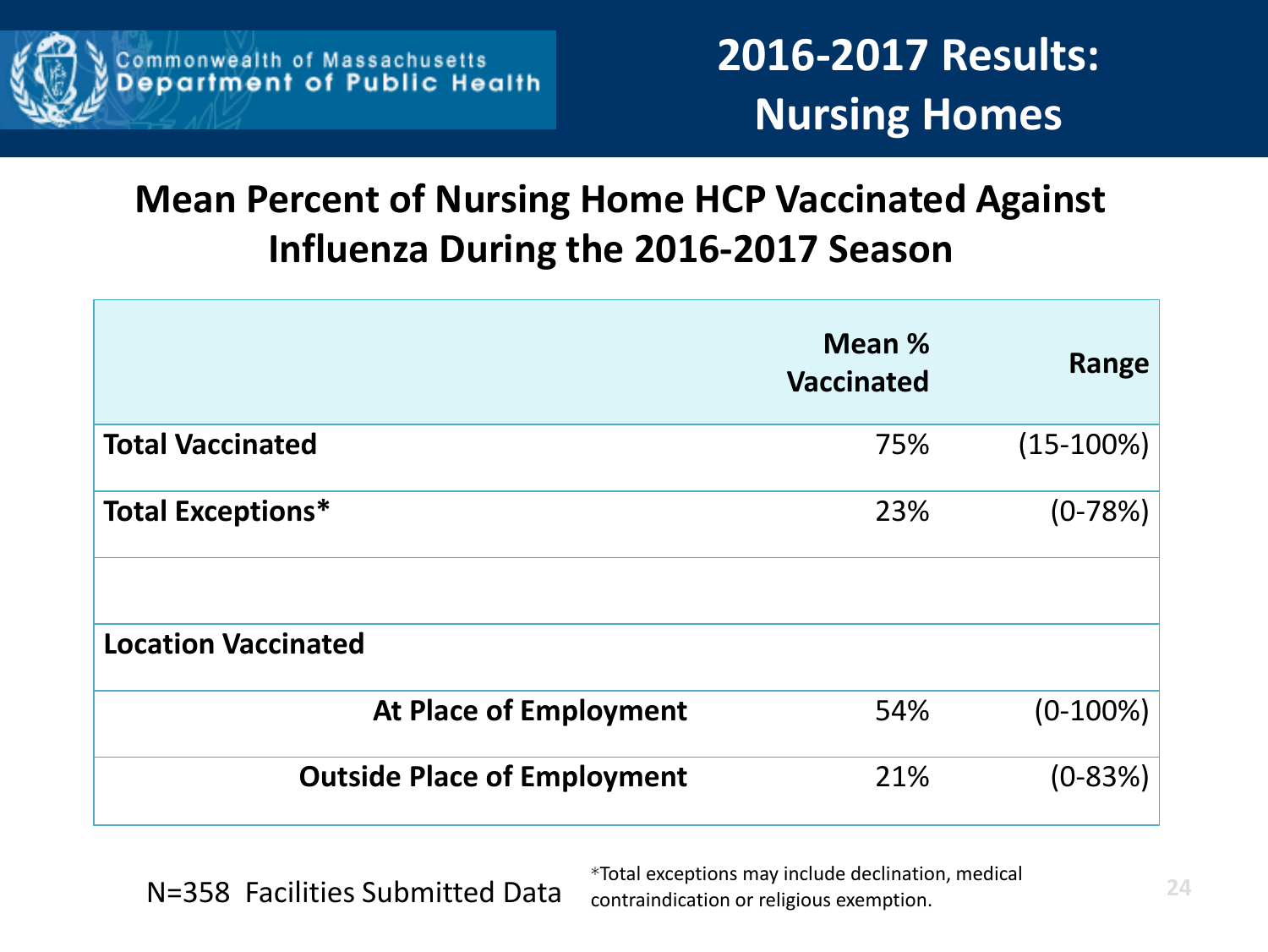Commonwealth of Massachusetts
Department of Public Health

# 2016-2017 Results: Nursing Homes

## Mean Percent of Nursing Home HCP Vaccinated Against Influenza During the 2016-2017 Season

| | Mean % Vaccinated | Range |
|---|---|---|
| **Total Vaccinated** | 75% | (15-100%) |
| **Total Exceptions*** | 23% | (0-78%) |
| | | |
| **Location Vaccinated** | | |
| **At Place of Employment** | 54% | (0-100%) |
| **Outside Place of Employment** | 21% | (0-83%) |

N=358 Facilities Submitted Data

*Total exceptions may include declination, medical contraindication or religious exemption.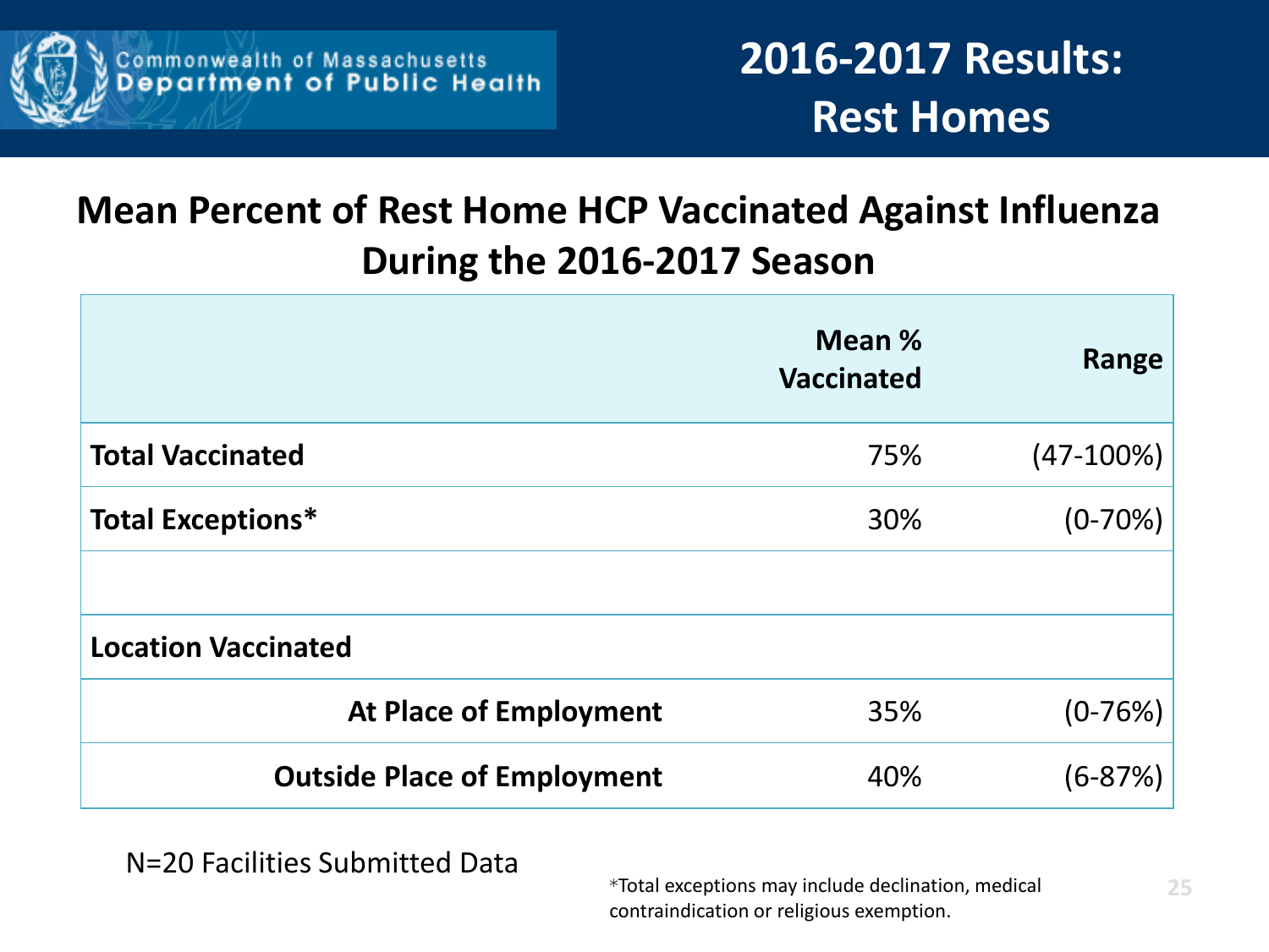Commonwealth of Massachusetts
Department of Public Health

# 2016-2017 Results: Rest Homes

## Mean Percent of Rest Home HCP Vaccinated Against Influenza During the 2016-2017 Season

| | Mean % Vaccinated | Range |
|---|---|---|
| **Total Vaccinated** | 75% | (47-100%) |
| **Total Exceptions*** | 30% | (0-70%) |
| | | |
| **Location Vaccinated** | | |
| **At Place of Employment** | 35% | (0-76%) |
| **Outside Place of Employment** | 40% | (6-87%) |

N=20 Facilities Submitted Data

*Total exceptions may include declination, medical contraindication or religious exemption.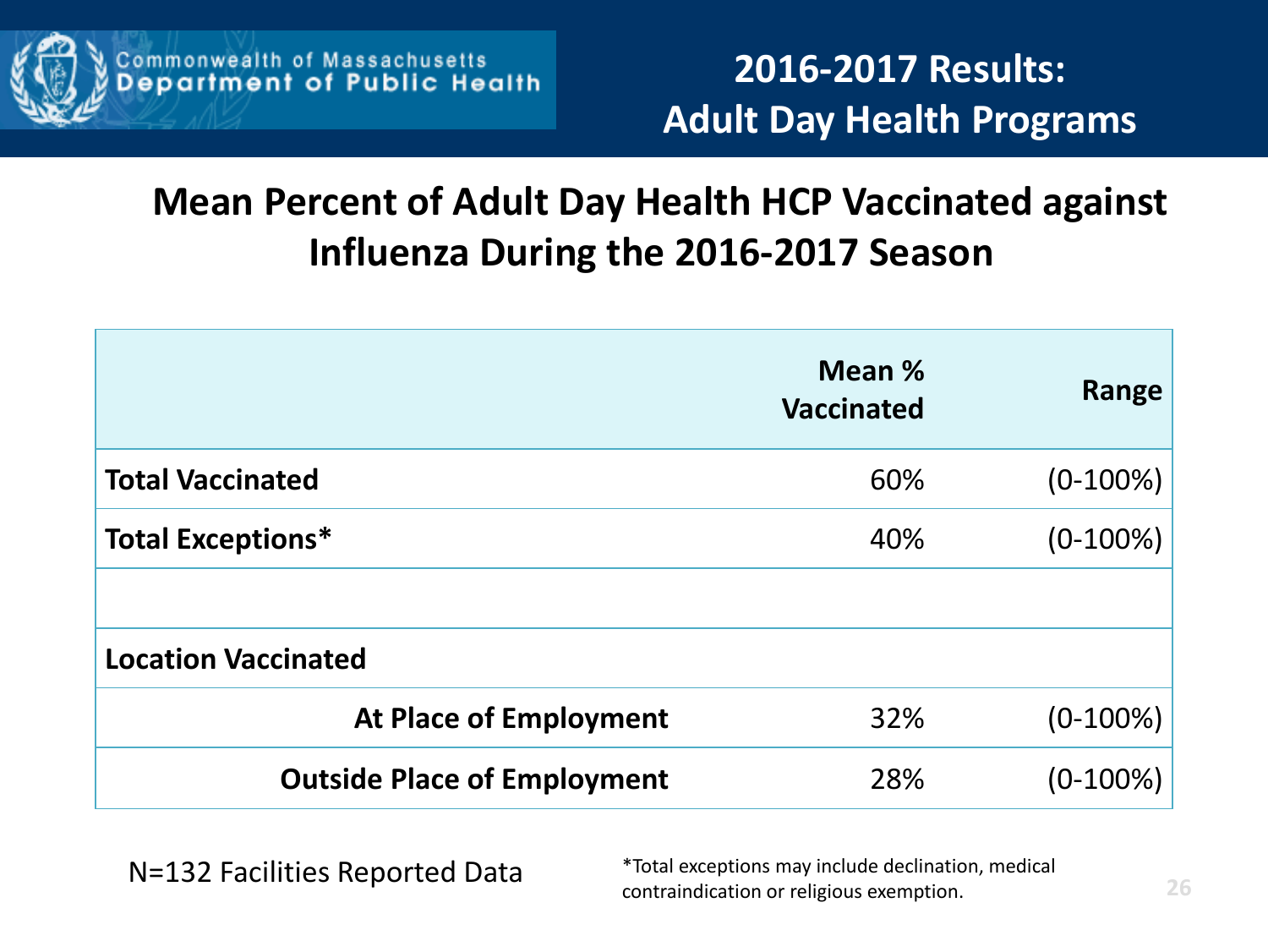Commonwealth of Massachusetts
Department of Public Health

# 2016-2017 Results: Adult Day Health Programs

## Mean Percent of Adult Day Health HCP Vaccinated against Influenza During the 2016-2017 Season

| | Mean % Vaccinated | Range |
|---|---|---|
| **Total Vaccinated** | 60% | (0-100%) |
| **Total Exceptions*** | 40% | (0-100%) |
| | | |
| **Location Vaccinated** | | |
| **At Place of Employment** | 32% | (0-100%) |
| **Outside Place of Employment** | 28% | (0-100%) |

N=132 Facilities Reported Data

*Total exceptions may include declination, medical contraindication or religious exemption.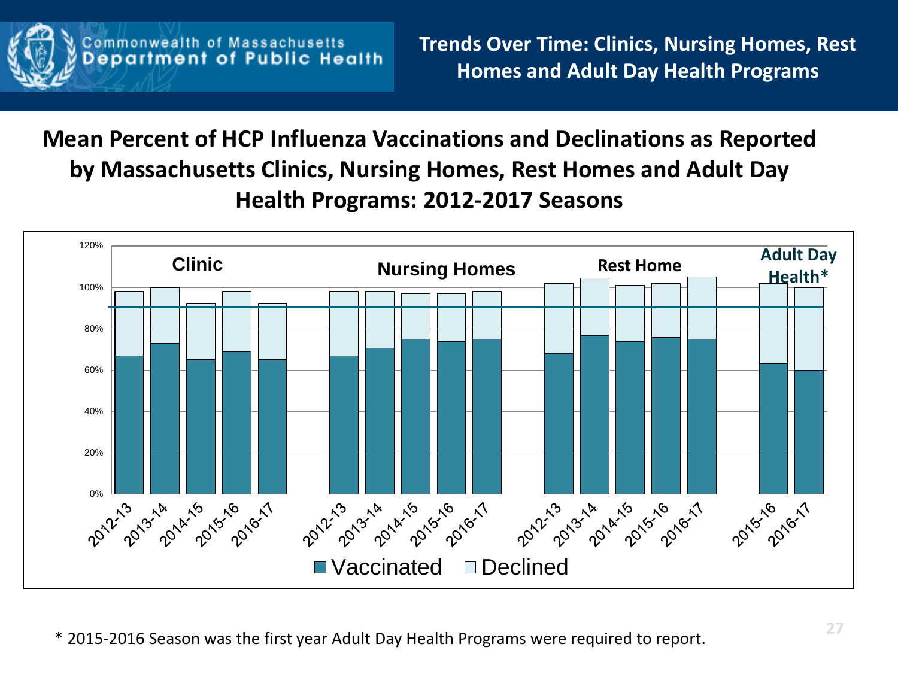Commonwealth of Massachusetts
Department of Public Health

# Trends Over Time: Clinics, Nursing Homes, Rest Homes and Adult Day Health Programs

## Mean Percent of HCP Influenza Vaccinations and Declinations as Reported by Massachusetts Clinics, Nursing Homes, Rest Homes and Adult Day Health Programs: 2012-2017 Seasons

\* 2015-2016 Season was the first year Adult Day Health Programs were required to report.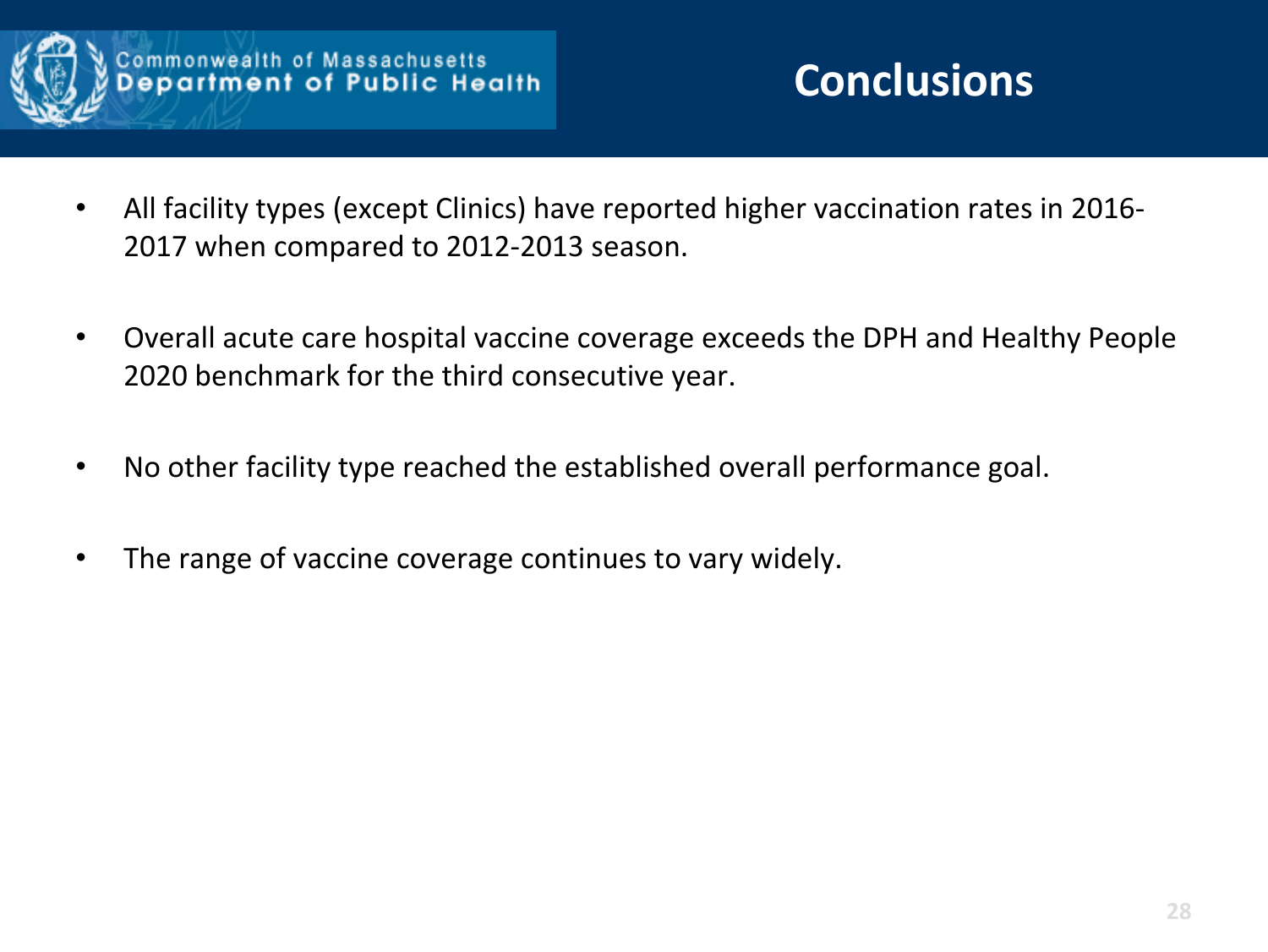# Conclusions

- All facility types (except Clinics) have reported higher vaccination rates in 2016-2017 when compared to 2012-2013 season.
- Overall acute care hospital vaccine coverage exceeds the DPH and Healthy People 2020 benchmark for the third consecutive year.
- No other facility type reached the established overall performance goal.
- The range of vaccine coverage continues to vary widely.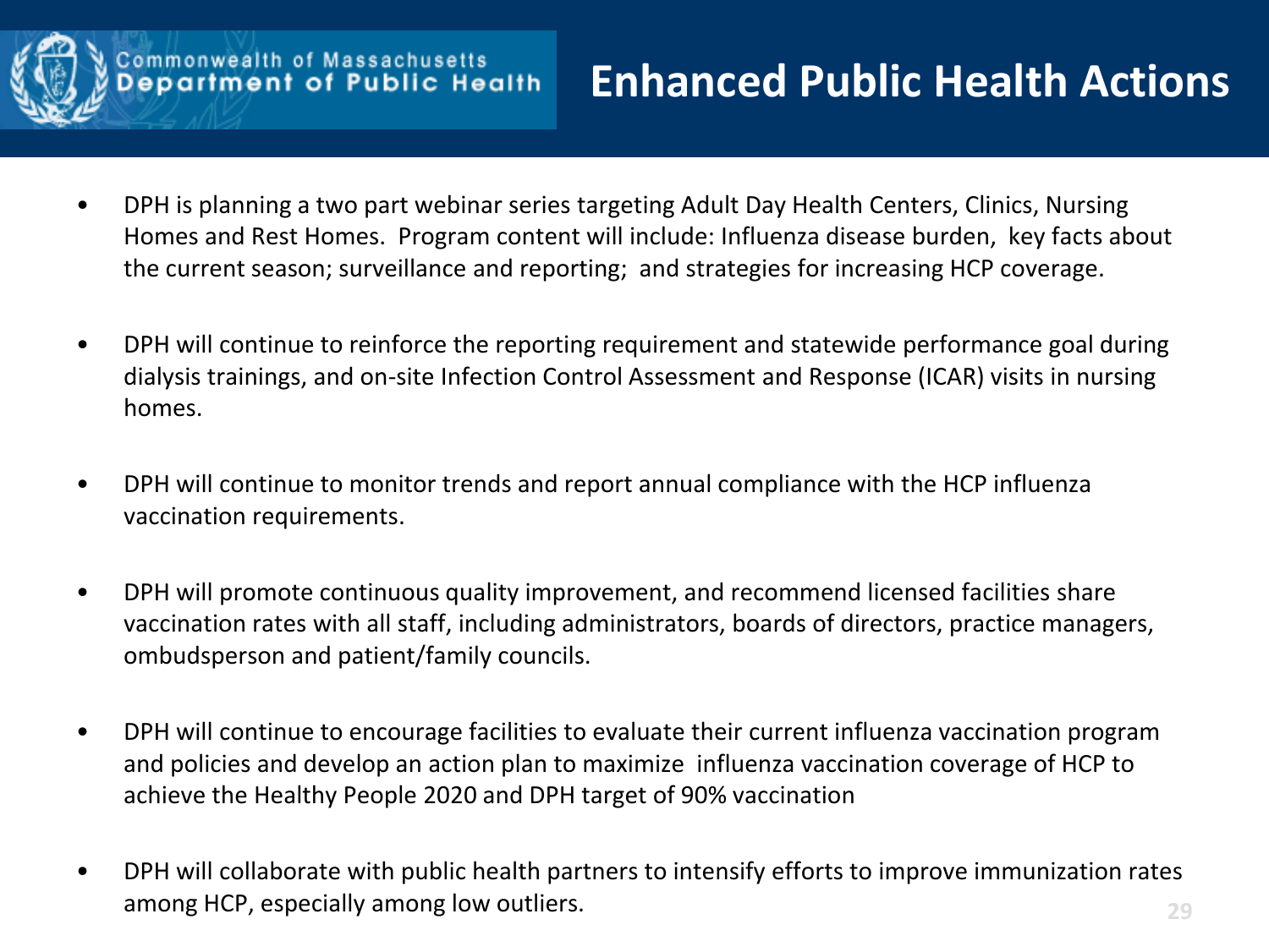# Enhanced Public Health Actions

- DPH is planning a two part webinar series targeting Adult Day Health Centers, Clinics, Nursing Homes and Rest Homes. Program content will include: Influenza disease burden, key facts about the current season; surveillance and reporting; and strategies for increasing HCP coverage.

- DPH will continue to reinforce the reporting requirement and statewide performance goal during dialysis trainings, and on-site Infection Control Assessment and Response (ICAR) visits in nursing homes.

- DPH will continue to monitor trends and report annual compliance with the HCP influenza vaccination requirements.

- DPH will promote continuous quality improvement, and recommend licensed facilities share vaccination rates with all staff, including administrators, boards of directors, practice managers, ombudsperson and patient/family councils.

- DPH will continue to encourage facilities to evaluate their current influenza vaccination program and policies and develop an action plan to maximize influenza vaccination coverage of HCP to achieve the Healthy People 2020 and DPH target of 90% vaccination

- DPH will collaborate with public health partners to intensify efforts to improve immunization rates among HCP, especially among low outliers.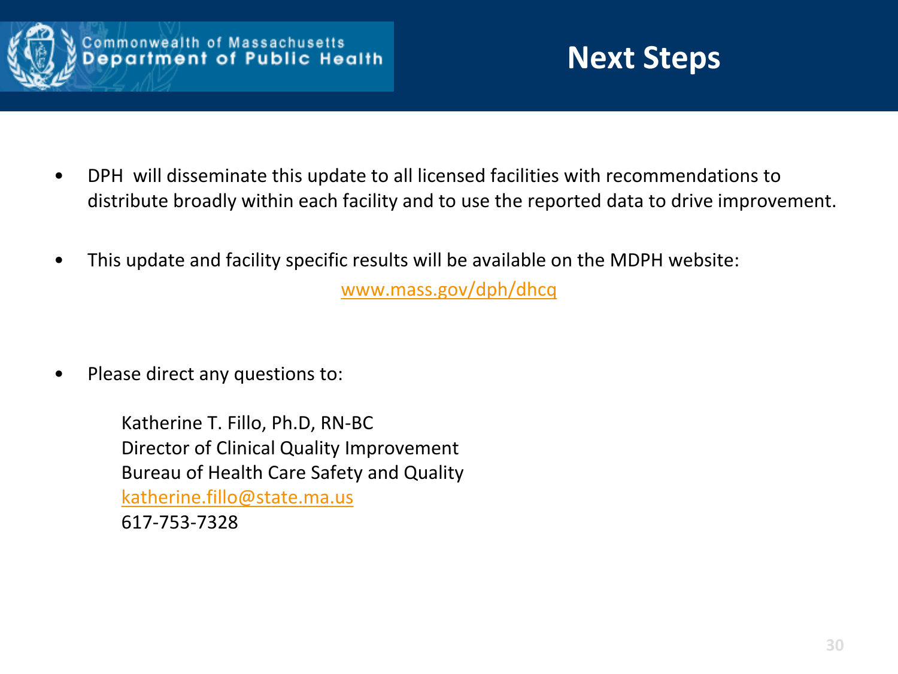Commonwealth of Massachusetts
Department of Public Health

# Next Steps

- DPH will disseminate this update to all licensed facilities with recommendations to distribute broadly within each facility and to use the reported data to drive improvement.

- This update and facility specific results will be available on the MDPH website:

  www.mass.gov/dph/dhcq

- Please direct any questions to:

  Katherine T. Fillo, Ph.D, RN-BC
  Director of Clinical Quality Improvement
  Bureau of Health Care Safety and Quality
  katherine.fillo@state.ma.us
  617-753-7328